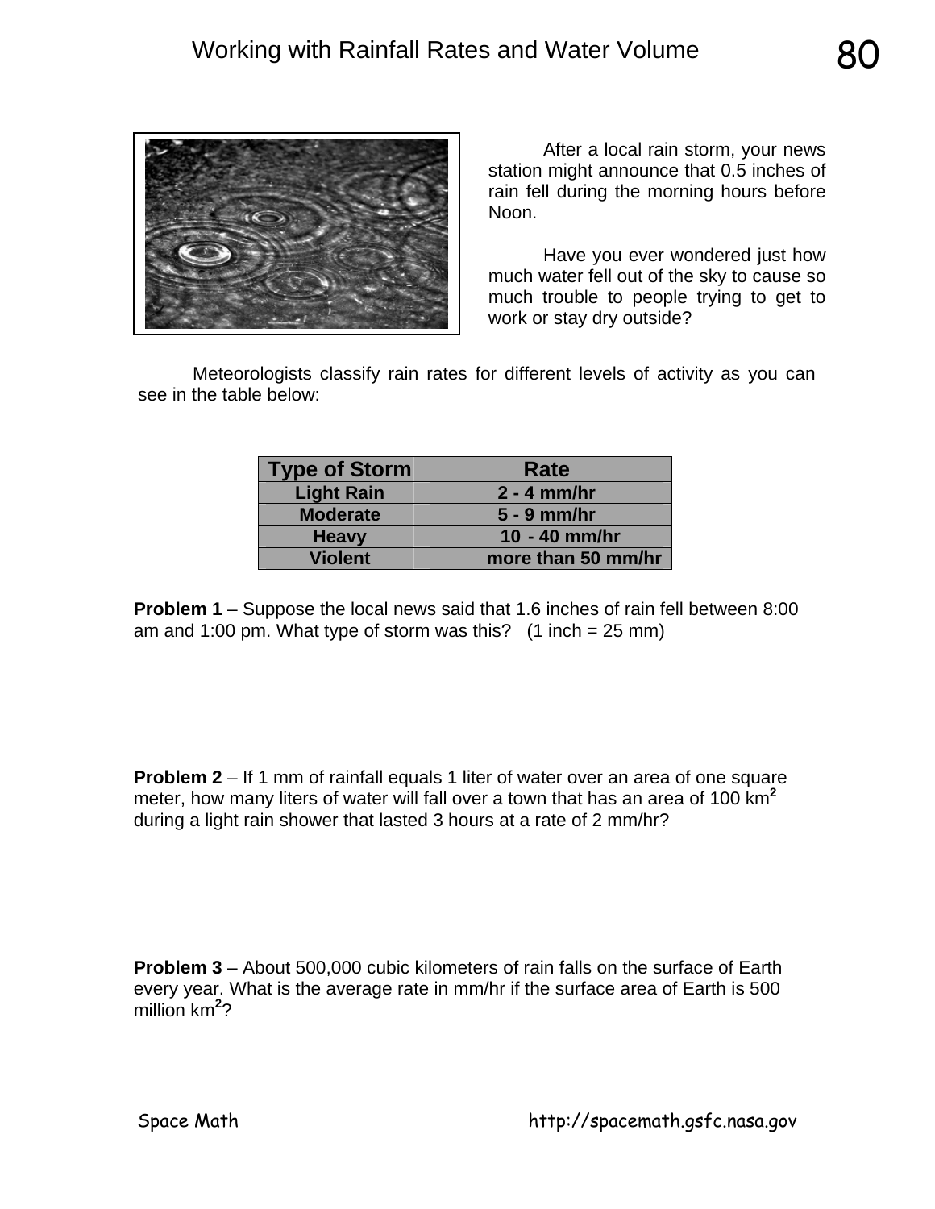# Working with Rainfall Rates and Water Volume

After a local rain storm, your news station might announce that 0.5 inches of rain fell during the morning hours before Noon.

Have you ever wondered just how much water fell out of the sky to cause so much trouble to people trying to get to work or stay dry outside?

Meteorologists classify rain rates for different levels of activity as you can see in the table below:

| Type of Storm | Rate |
|---|---|
| Light Rain | 2 - 4 mm/hr |
| Moderate | 5 - 9 mm/hr |
| Heavy | 10 - 40 mm/hr |
| Violent | more than 50 mm/hr |

**Problem 1** – Suppose the local news said that 1.6 inches of rain fell between 8:00 am and 1:00 pm. What type of storm was this? (1 inch = 25 mm)

**Problem 2** – If 1 mm of rainfall equals 1 liter of water over an area of one square meter, how many liters of water will fall over a town that has an area of 100 km$^2$ during a light rain shower that lasted 3 hours at a rate of 2 mm/hr?

**Problem 3** – About 500,000 cubic kilometers of rain falls on the surface of Earth every year. What is the average rate in mm/hr if the surface area of Earth is 500 million km$^2$?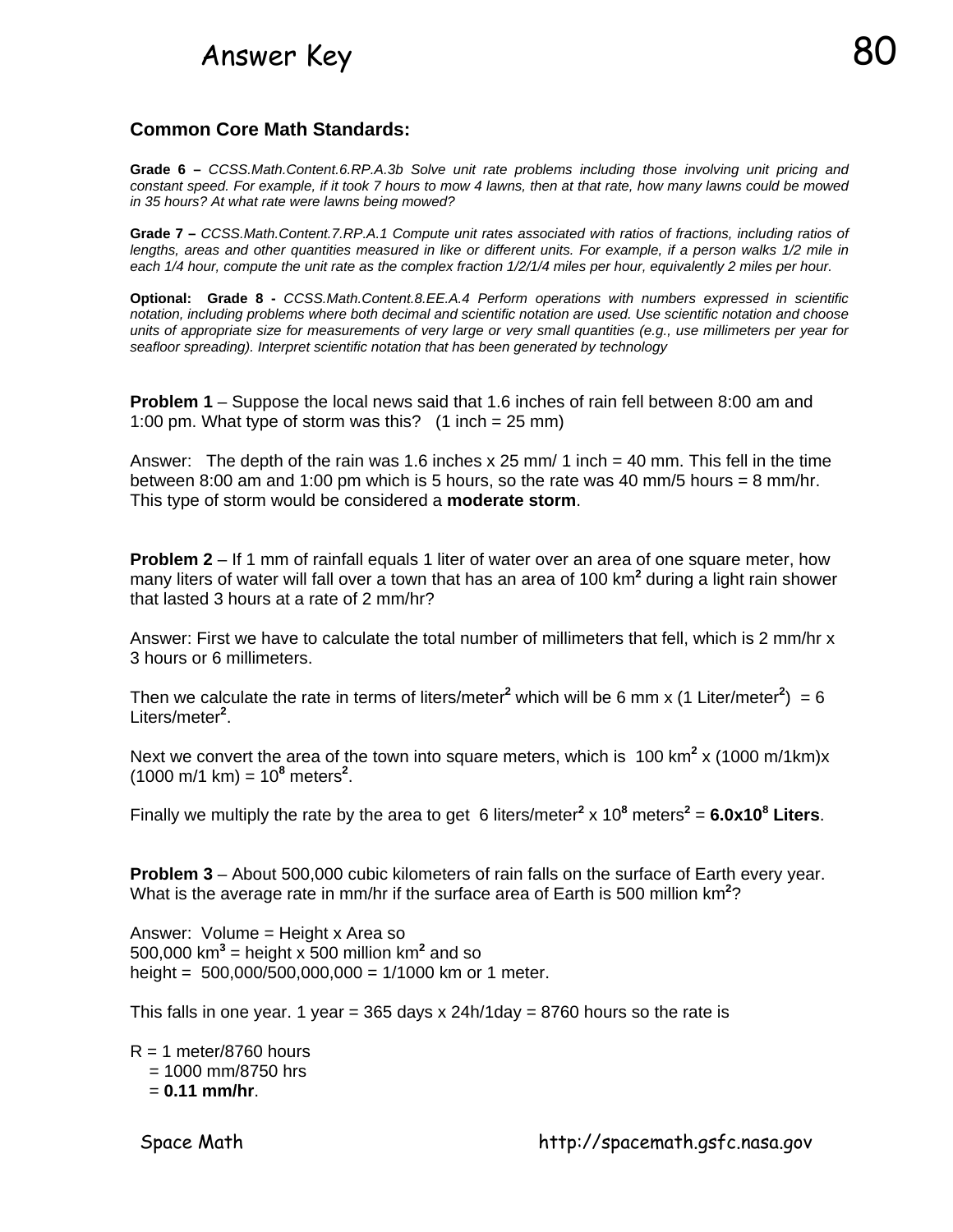# Answer Key

**Common Core Math Standards:**

**Grade 6 –** *CCSS.Math.Content.6.RP.A.3b Solve unit rate problems including those involving unit pricing and constant speed. For example, if it took 7 hours to mow 4 lawns, then at that rate, how many lawns could be mowed in 35 hours? At what rate were lawns being mowed?*

**Grade 7 –** *CCSS.Math.Content.7.RP.A.1 Compute unit rates associated with ratios of fractions, including ratios of lengths, areas and other quantities measured in like or different units. For example, if a person walks 1/2 mile in each 1/4 hour, compute the unit rate as the complex fraction 1/2/1/4 miles per hour, equivalently 2 miles per hour.*

**Optional: Grade 8 -** *CCSS.Math.Content.8.EE.A.4 Perform operations with numbers expressed in scientific notation, including problems where both decimal and scientific notation are used. Use scientific notation and choose units of appropriate size for measurements of very large or very small quantities (e.g., use millimeters per year for seafloor spreading). Interpret scientific notation that has been generated by technology*

**Problem 1** – Suppose the local news said that 1.6 inches of rain fell between 8:00 am and 1:00 pm. What type of storm was this? (1 inch = 25 mm)

Answer: The depth of the rain was 1.6 inches x 25 mm/ 1 inch = 40 mm. This fell in the time between 8:00 am and 1:00 pm which is 5 hours, so the rate was 40 mm/5 hours = 8 mm/hr. This type of storm would be considered a **moderate storm**.

**Problem 2** – If 1 mm of rainfall equals 1 liter of water over an area of one square meter, how many liters of water will fall over a town that has an area of 100 $km^2$ during a light rain shower that lasted 3 hours at a rate of 2 mm/hr?

Answer: First we have to calculate the total number of millimeters that fell, which is 2 mm/hr x 3 hours or 6 millimeters.

Then we calculate the rate in terms of liters/$meter^2$ which will be 6 mm x (1 Liter/$meter^2$) = 6 Liters/$meter^2$.

Next we convert the area of the town into square meters, which is 100 $km^2$ x (1000 m/1km)x (1000 m/1 km) = $10^8$ $meters^2$.

Finally we multiply the rate by the area to get 6 liters/$meter^2$ x $10^8$ $meters^2$ = **$6.0 \times 10^8$ Liters**.

**Problem 3** – About 500,000 cubic kilometers of rain falls on the surface of Earth every year. What is the average rate in mm/hr if the surface area of Earth is 500 million $km^2$?

Answer: Volume = Height x Area so
500,000 $km^3$ = height x 500 million $km^2$ and so
height = 500,000/500,000,000 = 1/1000 km or 1 meter.

This falls in one year. 1 year = 365 days x 24h/1day = 8760 hours so the rate is

R = 1 meter/8760 hours
= 1000 mm/8750 hrs
= **0.11 mm/hr**.